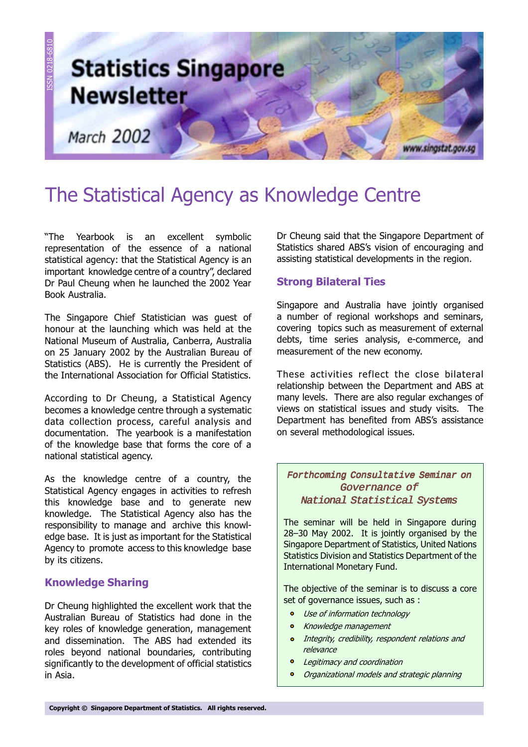ISSN 0218-6810

# Statistics Singapore Newsletter

March 2002

www.singstat.gov.sg

# The Statistical Agency as Knowledge Centre

"The Yearbook is an excellent symbolic representation of the essence of a national statistical agency: that the Statistical Agency is an important knowledge centre of a country", declared Dr Paul Cheung when he launched the 2002 Year Book Australia.

The Singapore Chief Statistician was guest of honour at the launching which was held at the National Museum of Australia, Canberra, Australia on 25 January 2002 by the Australian Bureau of Statistics (ABS). He is currently the President of the International Association for Official Statistics.

According to Dr Cheung, a Statistical Agency becomes a knowledge centre through a systematic data collection process, careful analysis and documentation. The yearbook is a manifestation of the knowledge base that forms the core of a national statistical agency.

As the knowledge centre of a country, the Statistical Agency engages in activities to refresh this knowledge base and to generate new knowledge. The Statistical Agency also has the responsibility to manage and archive this knowledge base. It is just as important for the Statistical Agency to promote access to this knowledge base by its citizens.

## Knowledge Sharing

Dr Cheung highlighted the excellent work that the Australian Bureau of Statistics had done in the key roles of knowledge generation, management and dissemination. The ABS had extended its roles beyond national boundaries, contributing significantly to the development of official statistics in Asia.

Dr Cheung said that the Singapore Department of Statistics shared ABS's vision of encouraging and assisting statistical developments in the region.

## Strong Bilateral Ties

Singapore and Australia have jointly organised a number of regional workshops and seminars, covering topics such as measurement of external debts, time series analysis, e-commerce, and measurement of the new economy.

These activities reflect the close bilateral relationship between the Department and ABS at many levels. There are also regular exchanges of views on statistical issues and study visits. The Department has benefited from ABS's assistance on several methodological issues.

### *Forthcoming Consultative Seminar on Governance of National Statistical Systems*

The seminar will be held in Singapore during 28–30 May 2002. It is jointly organised by the Singapore Department of Statistics, United Nations Statistics Division and Statistics Department of the International Monetary Fund.

The objective of the seminar is to discuss a core set of governance issues, such as :

- *Use of information technology*
- *Knowledge management*
- *Integrity, credibility, respondent relations and relevance*
- *Legitimacy and coordination*
- *Organizational models and strategic planning*

Copyright © Singapore Department of Statistics. All rights reserved.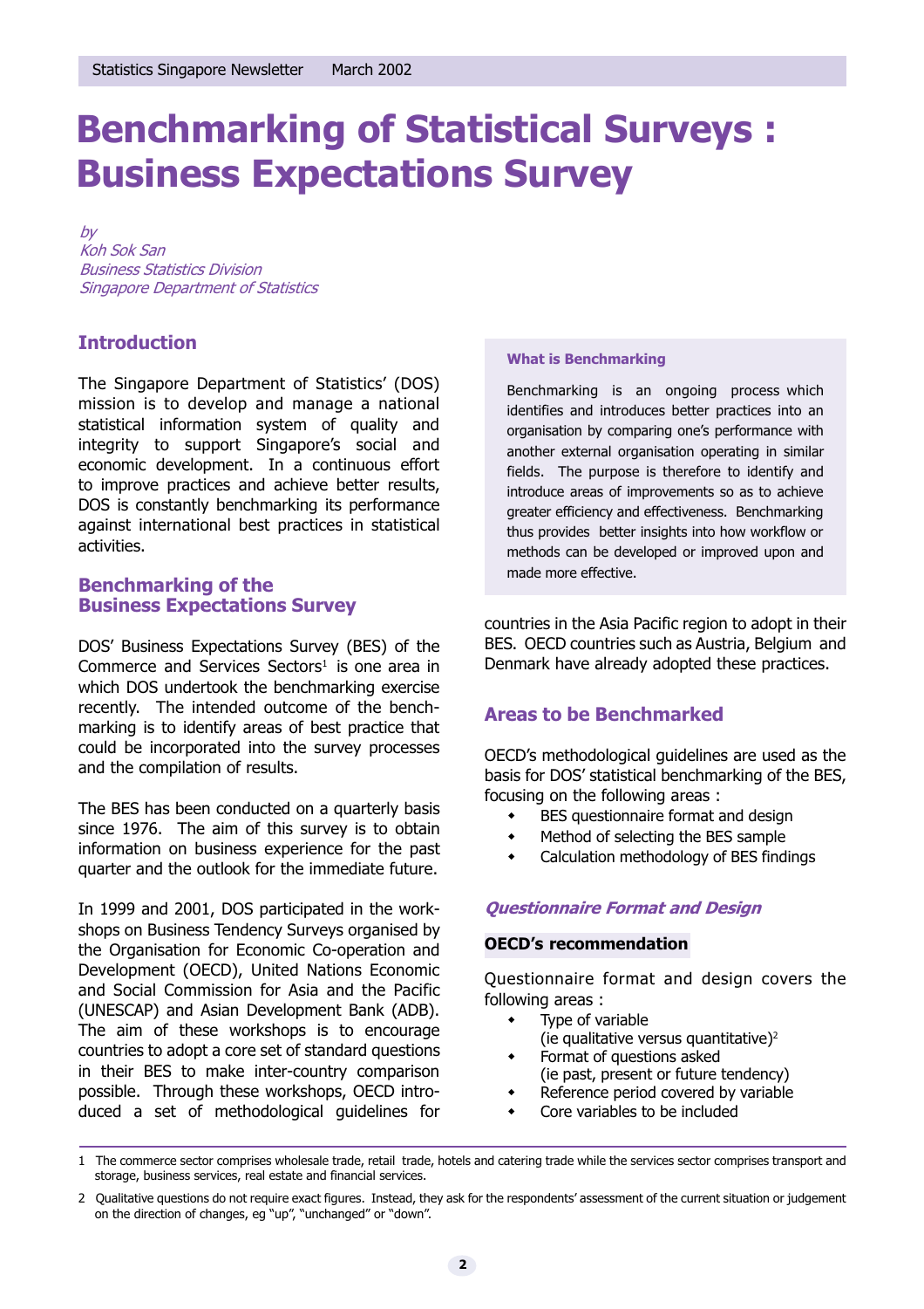# Benchmarking of Statistical Surveys : Business Expectations Survey

*by*
*Koh Sok San*
*Business Statistics Division*
*Singapore Department of Statistics*

## Introduction

The Singapore Department of Statistics' (DOS) mission is to develop and manage a national statistical information system of quality and integrity to support Singapore's social and economic development. In a continuous effort to improve practices and achieve better results, DOS is constantly benchmarking its performance against international best practices in statistical activities.

> **What is Benchmarking**
>
> Benchmarking is an ongoing process which identifies and introduces better practices into an organisation by comparing one's performance with another external organisation operating in similar fields. The purpose is therefore to identify and introduce areas of improvements so as to achieve greater efficiency and effectiveness. Benchmarking thus provides better insights into how workflow or methods can be developed or improved upon and made more effective.

## Benchmarking of the Business Expectations Survey

DOS' Business Expectations Survey (BES) of the Commerce and Services Sectors[1] is one area in which DOS undertook the benchmarking exercise recently. The intended outcome of the benchmarking is to identify areas of best practice that could be incorporated into the survey processes and the compilation of results.

The BES has been conducted on a quarterly basis since 1976. The aim of this survey is to obtain information on business experience for the past quarter and the outlook for the immediate future.

In 1999 and 2001, DOS participated in the workshops on Business Tendency Surveys organised by the Organisation for Economic Co-operation and Development (OECD), United Nations Economic and Social Commission for Asia and the Pacific (UNESCAP) and Asian Development Bank (ADB). The aim of these workshops is to encourage countries to adopt a core set of standard questions in their BES to make inter-country comparison possible. Through these workshops, OECD introduced a set of methodological guidelines for countries in the Asia Pacific region to adopt in their BES. OECD countries such as Austria, Belgium and Denmark have already adopted these practices.

## Areas to be Benchmarked

OECD's methodological guidelines are used as the basis for DOS' statistical benchmarking of the BES, focusing on the following areas :

- BES questionnaire format and design
- Method of selecting the BES sample
- Calculation methodology of BES findings

### *Questionnaire Format and Design*

**OECD's recommendation**

Questionnaire format and design covers the following areas :

- Type of variable
  (ie qualitative versus quantitative)[2]
- Format of questions asked
  (ie past, present or future tendency)
- Reference period covered by variable
- Core variables to be included

---

1 The commerce sector comprises wholesale trade, retail trade, hotels and catering trade while the services sector comprises transport and storage, business services, real estate and financial services.

2 Qualitative questions do not require exact figures. Instead, they ask for the respondents' assessment of the current situation or judgement on the direction of changes, eg "up", "unchanged" or "down".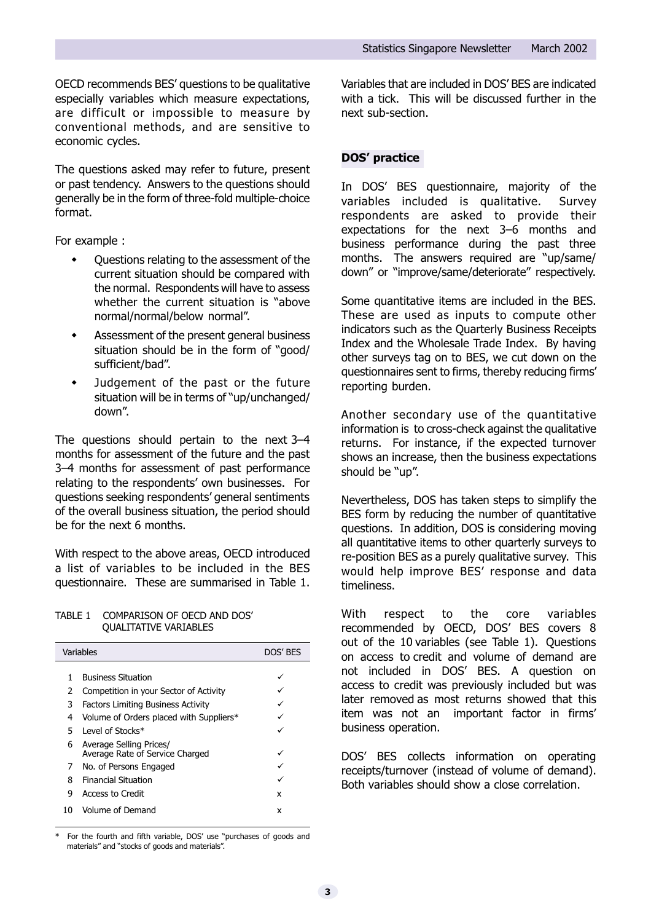OECD recommends BES' questions to be qualitative especially variables which measure expectations, are difficult or impossible to measure by conventional methods, and are sensitive to economic cycles.

The questions asked may refer to future, present or past tendency. Answers to the questions should generally be in the form of three-fold multiple-choice format.

For example :

- Questions relating to the assessment of the current situation should be compared with the normal. Respondents will have to assess whether the current situation is "above normal/normal/below normal".
- Assessment of the present general business situation should be in the form of "good/ sufficient/bad".
- Judgement of the past or the future situation will be in terms of "up/unchanged/ down".

The questions should pertain to the next 3–4 months for assessment of the future and the past 3–4 months for assessment of past performance relating to the respondents' own businesses. For questions seeking respondents' general sentiments of the overall business situation, the period should be for the next 6 months.

With respect to the above areas, OECD introduced a list of variables to be included in the BES questionnaire. These are summarised in Table 1.

TABLE 1 COMPARISON OF OECD AND DOS' QUALITATIVE VARIABLES

| | Variables | DOS' BES |
|---|---|---|
| 1 | Business Situation | ✓ |
| 2 | Competition in your Sector of Activity | ✓ |
| 3 | Factors Limiting Business Activity | ✓ |
| 4 | Volume of Orders placed with Suppliers* | ✓ |
| 5 | Level of Stocks* | ✓ |
| 6 | Average Selling Prices/ Average Rate of Service Charged | ✓ |
| 7 | No. of Persons Engaged | ✓ |
| 8 | Financial Situation | ✓ |
| 9 | Access to Credit | x |
| 10 | Volume of Demand | x |

\* For the fourth and fifth variable, DOS' use "purchases of goods and materials" and "stocks of goods and materials".

Variables that are included in DOS' BES are indicated with a tick. This will be discussed further in the next sub-section.

## DOS' practice

In DOS' BES questionnaire, majority of the variables included is qualitative. Survey respondents are asked to provide their expectations for the next 3–6 months and business performance during the past three months. The answers required are "up/same/ down" or "improve/same/deteriorate" respectively.

Some quantitative items are included in the BES. These are used as inputs to compute other indicators such as the Quarterly Business Receipts Index and the Wholesale Trade Index. By having other surveys tag on to BES, we cut down on the questionnaires sent to firms, thereby reducing firms' reporting burden.

Another secondary use of the quantitative information is to cross-check against the qualitative returns. For instance, if the expected turnover shows an increase, then the business expectations should be "up".

Nevertheless, DOS has taken steps to simplify the BES form by reducing the number of quantitative questions. In addition, DOS is considering moving all quantitative items to other quarterly surveys to re-position BES as a purely qualitative survey. This would help improve BES' response and data timeliness.

With respect to the core variables recommended by OECD, DOS' BES covers 8 out of the 10 variables (see Table 1). Questions on access to credit and volume of demand are not included in DOS' BES. A question on access to credit was previously included but was later removed as most returns showed that this item was not an important factor in firms' business operation.

DOS' BES collects information on operating receipts/turnover (instead of volume of demand). Both variables should show a close correlation.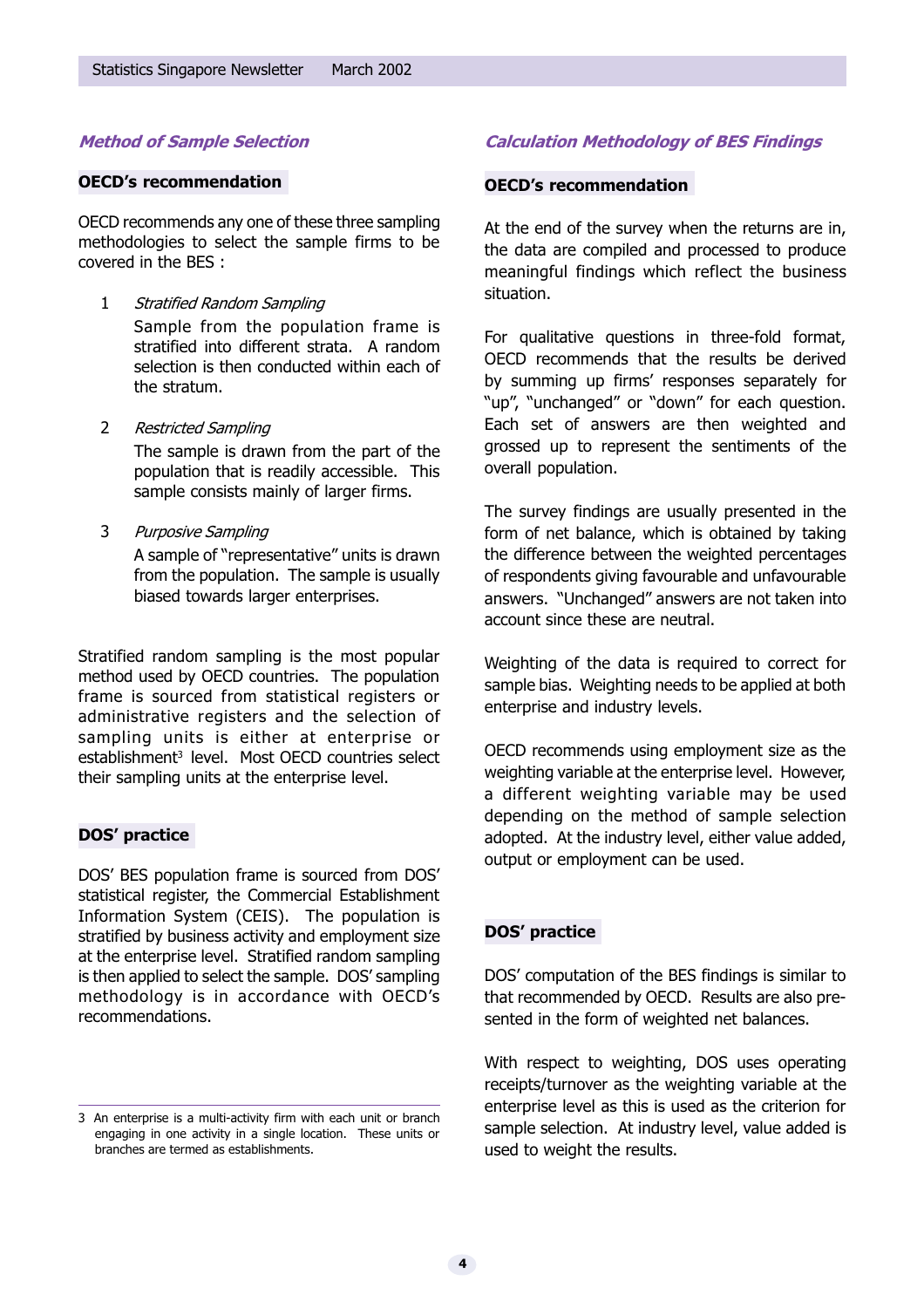## *Method of Sample Selection*

### OECD's recommendation

OECD recommends any one of these three sampling methodologies to select the sample firms to be covered in the BES :

1. *Stratified Random Sampling*
   Sample from the population frame is stratified into different strata. A random selection is then conducted within each of the stratum.

2. *Restricted Sampling*
   The sample is drawn from the part of the population that is readily accessible. This sample consists mainly of larger firms.

3. *Purposive Sampling*
   A sample of "representative" units is drawn from the population. The sample is usually biased towards larger enterprises.

Stratified random sampling is the most popular method used by OECD countries. The population frame is sourced from statistical registers or administrative registers and the selection of sampling units is either at enterprise or establishment[3] level. Most OECD countries select their sampling units at the enterprise level.

### DOS' practice

DOS' BES population frame is sourced from DOS' statistical register, the Commercial Establishment Information System (CEIS). The population is stratified by business activity and employment size at the enterprise level. Stratified random sampling is then applied to select the sample. DOS' sampling methodology is in accordance with OECD's recommendations.

3 An enterprise is a multi-activity firm with each unit or branch engaging in one activity in a single location. These units or branches are termed as establishments.

## *Calculation Methodology of BES Findings*

### OECD's recommendation

At the end of the survey when the returns are in, the data are compiled and processed to produce meaningful findings which reflect the business situation.

For qualitative questions in three-fold format, OECD recommends that the results be derived by summing up firms' responses separately for "up", "unchanged" or "down" for each question. Each set of answers are then weighted and grossed up to represent the sentiments of the overall population.

The survey findings are usually presented in the form of net balance, which is obtained by taking the difference between the weighted percentages of respondents giving favourable and unfavourable answers. "Unchanged" answers are not taken into account since these are neutral.

Weighting of the data is required to correct for sample bias. Weighting needs to be applied at both enterprise and industry levels.

OECD recommends using employment size as the weighting variable at the enterprise level. However, a different weighting variable may be used depending on the method of sample selection adopted. At the industry level, either value added, output or employment can be used.

### DOS' practice

DOS' computation of the BES findings is similar to that recommended by OECD. Results are also presented in the form of weighted net balances.

With respect to weighting, DOS uses operating receipts/turnover as the weighting variable at the enterprise level as this is used as the criterion for sample selection. At industry level, value added is used to weight the results.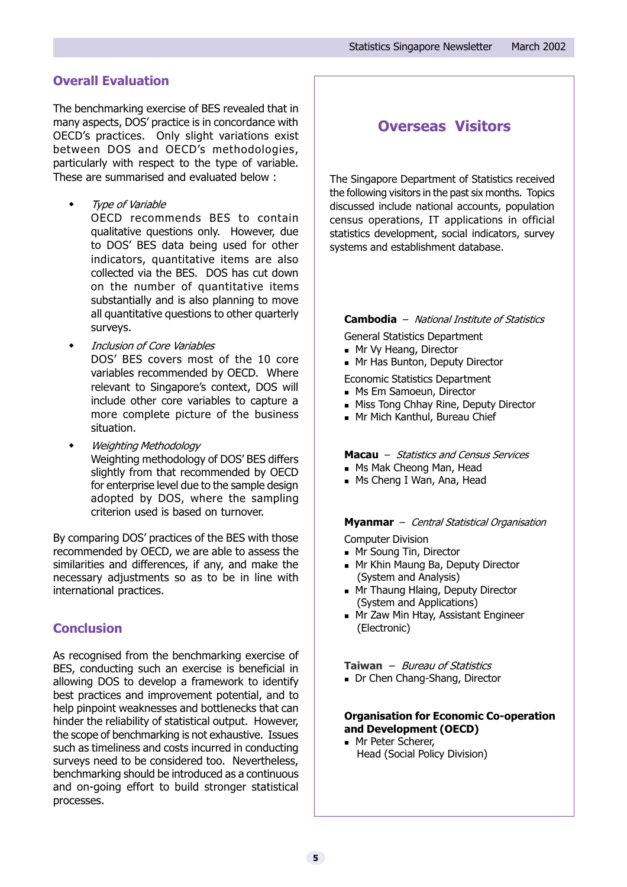## Overall Evaluation

The benchmarking exercise of BES revealed that in many aspects, DOS' practice is in concordance with OECD's practices. Only slight variations exist between DOS and OECD's methodologies, particularly with respect to the type of variable. These are summarised and evaluated below :

- *Type of Variable*
  OECD recommends BES to contain qualitative questions only. However, due to DOS' BES data being used for other indicators, quantitative items are also collected via the BES. DOS has cut down on the number of quantitative items substantially and is also planning to move all quantitative questions to other quarterly surveys.
- *Inclusion of Core Variables*
  DOS' BES covers most of the 10 core variables recommended by OECD. Where relevant to Singapore's context, DOS will include other core variables to capture a more complete picture of the business situation.
- *Weighting Methodology*
  Weighting methodology of DOS' BES differs slightly from that recommended by OECD for enterprise level due to the sample design adopted by DOS, where the sampling criterion used is based on turnover.

By comparing DOS' practices of the BES with those recommended by OECD, we are able to assess the similarities and differences, if any, and make the necessary adjustments so as to be in line with international practices.

## Conclusion

As recognised from the benchmarking exercise of BES, conducting such an exercise is beneficial in allowing DOS to develop a framework to identify best practices and improvement potential, and to help pinpoint weaknesses and bottlenecks that can hinder the reliability of statistical output. However, the scope of benchmarking is not exhaustive. Issues such as timeliness and costs incurred in conducting surveys need to be considered too. Nevertheless, benchmarking should be introduced as a continuous and on-going effort to build stronger statistical processes.

## Overseas Visitors

The Singapore Department of Statistics received the following visitors in the past six months. Topics discussed include national accounts, population census operations, IT applications in official statistics development, social indicators, survey systems and establishment database.

**Cambodia** – *National Institute of Statistics*

General Statistics Department
- Mr Vy Heang, Director
- Mr Has Bunton, Deputy Director

Economic Statistics Department
- Ms Em Samoeun, Director
- Miss Tong Chhay Rine, Deputy Director
- Mr Mich Kanthul, Bureau Chief

**Macau** – *Statistics and Census Services*
- Ms Mak Cheong Man, Head
- Ms Cheng I Wan, Ana, Head

**Myanmar** – *Central Statistical Organisation*

Computer Division
- Mr Soung Tin, Director
- Mr Khin Maung Ba, Deputy Director (System and Analysis)
- Mr Thaung Hlaing, Deputy Director (System and Applications)
- Mr Zaw Min Htay, Assistant Engineer (Electronic)

**Taiwan** – *Bureau of Statistics*
- Dr Chen Chang-Shang, Director

**Organisation for Economic Co-operation and Development (OECD)**
- Mr Peter Scherer, Head (Social Policy Division)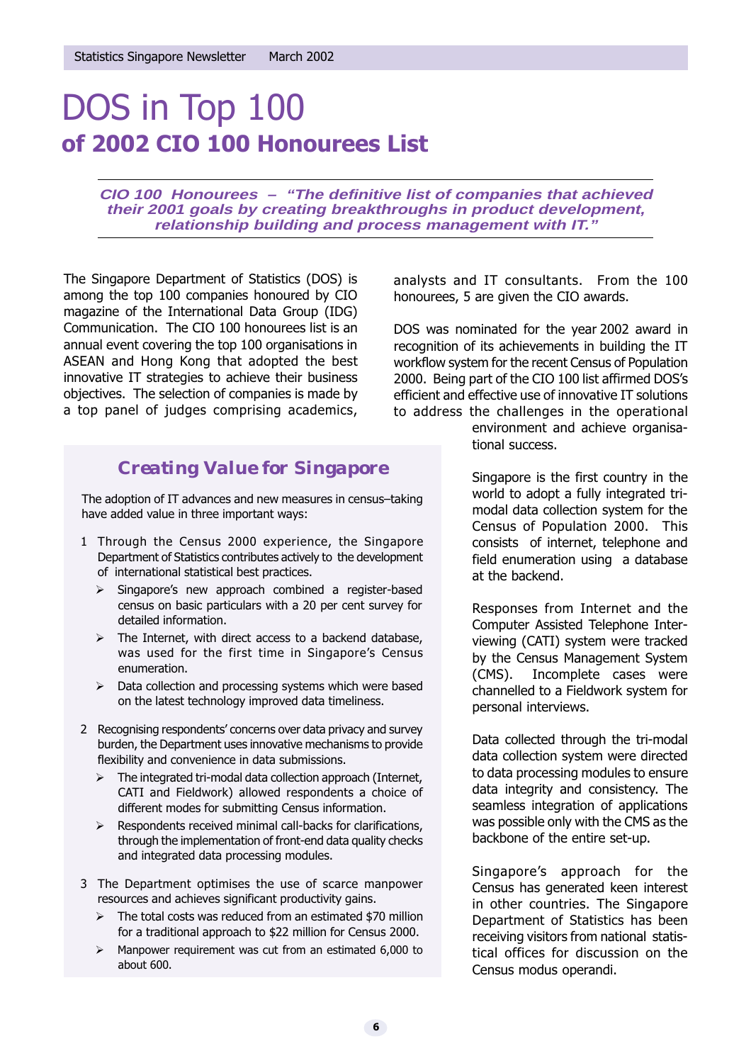# DOS in Top 100

## of 2002 CIO 100 Honourees List

***CIO 100 Honourees – "The definitive list of companies that achieved their 2001 goals by creating breakthroughs in product development, relationship building and process management with IT."***

The Singapore Department of Statistics (DOS) is among the top 100 companies honoured by CIO magazine of the International Data Group (IDG) Communication. The CIO 100 honourees list is an annual event covering the top 100 organisations in ASEAN and Hong Kong that adopted the best innovative IT strategies to achieve their business objectives. The selection of companies is made by a top panel of judges comprising academics, analysts and IT consultants. From the 100 honourees, 5 are given the CIO awards.

DOS was nominated for the year 2002 award in recognition of its achievements in building the IT workflow system for the recent Census of Population 2000. Being part of the CIO 100 list affirmed DOS's efficient and effective use of innovative IT solutions to address the challenges in the operational environment and achieve organisational success.

Singapore is the first country in the world to adopt a fully integrated tri-modal data collection system for the Census of Population 2000. This consists of internet, telephone and field enumeration using a database at the backend.

Responses from Internet and the Computer Assisted Telephone Interviewing (CATI) system were tracked by the Census Management System (CMS). Incomplete cases were channelled to a Fieldwork system for personal interviews.

Data collected through the tri-modal data collection system were directed to data processing modules to ensure data integrity and consistency. The seamless integration of applications was possible only with the CMS as the backbone of the entire set-up.

Singapore's approach for the Census has generated keen interest in other countries. The Singapore Department of Statistics has been receiving visitors from national statistical offices for discussion on the Census modus operandi.

### Creating Value for Singapore

The adoption of IT advances and new measures in census–taking have added value in three important ways:

1. Through the Census 2000 experience, the Singapore Department of Statistics contributes actively to the development of international statistical best practices.
   - Singapore's new approach combined a register-based census on basic particulars with a 20 per cent survey for detailed information.
   - The Internet, with direct access to a backend database, was used for the first time in Singapore's Census enumeration.
   - Data collection and processing systems which were based on the latest technology improved data timeliness.
2. Recognising respondents' concerns over data privacy and survey burden, the Department uses innovative mechanisms to provide flexibility and convenience in data submissions.
   - The integrated tri-modal data collection approach (Internet, CATI and Fieldwork) allowed respondents a choice of different modes for submitting Census information.
   - Respondents received minimal call-backs for clarifications, through the implementation of front-end data quality checks and integrated data processing modules.
3. The Department optimises the use of scarce manpower resources and achieves significant productivity gains.
   - The total costs was reduced from an estimated $70 million for a traditional approach to $22 million for Census 2000.
   - Manpower requirement was cut from an estimated 6,000 to about 600.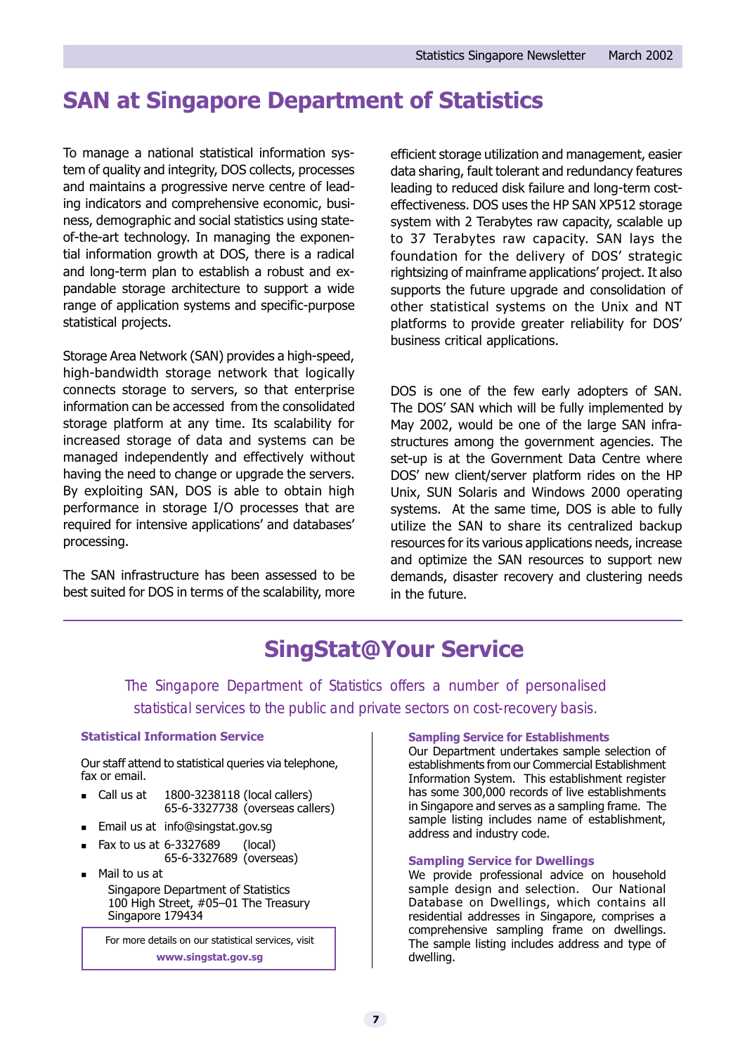# SAN at Singapore Department of Statistics

To manage a national statistical information system of quality and integrity, DOS collects, processes and maintains a progressive nerve centre of leading indicators and comprehensive economic, business, demographic and social statistics using state-of-the-art technology. In managing the exponential information growth at DOS, there is a radical and long-term plan to establish a robust and expandable storage architecture to support a wide range of application systems and specific-purpose statistical projects.

Storage Area Network (SAN) provides a high-speed, high-bandwidth storage network that logically connects storage to servers, so that enterprise information can be accessed from the consolidated storage platform at any time. Its scalability for increased storage of data and systems can be managed independently and effectively without having the need to change or upgrade the servers. By exploiting SAN, DOS is able to obtain high performance in storage I/O processes that are required for intensive applications' and databases' processing.

The SAN infrastructure has been assessed to be best suited for DOS in terms of the scalability, more efficient storage utilization and management, easier data sharing, fault tolerant and redundancy features leading to reduced disk failure and long-term cost-effectiveness. DOS uses the HP SAN XP512 storage system with 2 Terabytes raw capacity, scalable up to 37 Terabytes raw capacity. SAN lays the foundation for the delivery of DOS' strategic rightsizing of mainframe applications' project. It also supports the future upgrade and consolidation of other statistical systems on the Unix and NT platforms to provide greater reliability for DOS' business critical applications.

DOS is one of the few early adopters of SAN. The DOS' SAN which will be fully implemented by May 2002, would be one of the large SAN infrastructures among the government agencies. The set-up is at the Government Data Centre where DOS' new client/server platform rides on the HP Unix, SUN Solaris and Windows 2000 operating systems. At the same time, DOS is able to fully utilize the SAN to share its centralized backup resources for its various applications needs, increase and optimize the SAN resources to support new demands, disaster recovery and clustering needs in the future.

# SingStat@Your Service

*The Singapore Department of Statistics offers a number of personalised statistical services to the public and private sectors on cost-recovery basis.*

### Statistical Information Service

Our staff attend to statistical queries via telephone, fax or email.

- Call us at 1800-3238118 (local callers)
  65-6-3327738 (overseas callers)
- Email us at info@singstat.gov.sg
- Fax to us at 6-3327689 (local)
  65-6-3327689 (overseas)
- Mail to us at
  Singapore Department of Statistics
  100 High Street, #05–01 The Treasury
  Singapore 179434

For more details on our statistical services, visit **www.singstat.gov.sg**

### Sampling Service for Establishments

Our Department undertakes sample selection of establishments from our Commercial Establishment Information System. This establishment register has some 300,000 records of live establishments in Singapore and serves as a sampling frame. The sample listing includes name of establishment, address and industry code.

### Sampling Service for Dwellings

We provide professional advice on household sample design and selection. Our National Database on Dwellings, which contains all residential addresses in Singapore, comprises a comprehensive sampling frame on dwellings. The sample listing includes address and type of dwelling.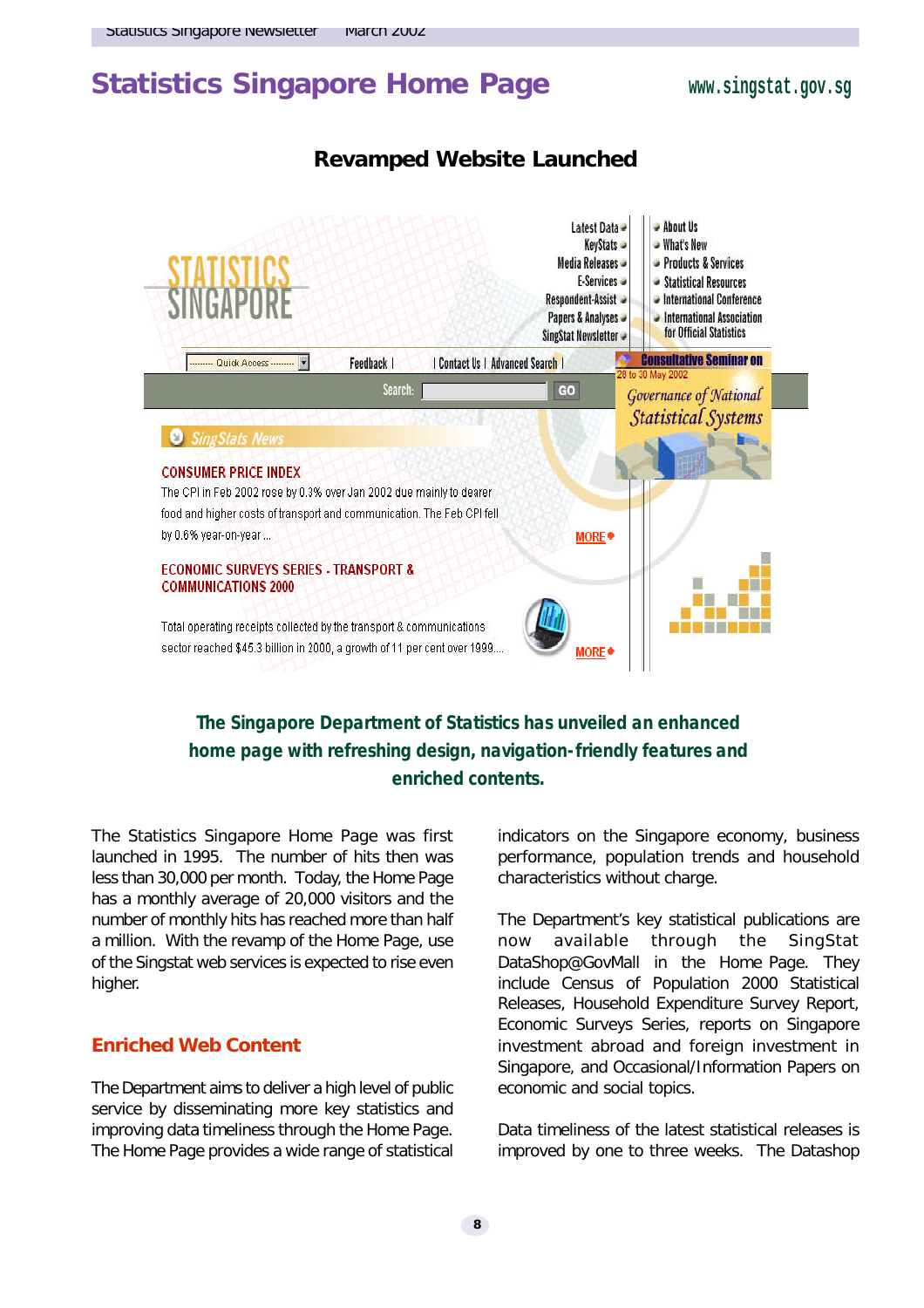# Statistics Singapore Home Page

www.singstat.gov.sg

## Revamped Website Launched

**The Singapore Department of Statistics has unveiled an enhanced home page with refreshing design, navigation-friendly features and enriched contents.**

The Statistics Singapore Home Page was first launched in 1995. The number of hits then was less than 30,000 per month. Today, the Home Page has a monthly average of 20,000 visitors and the number of monthly hits has reached more than half a million. With the revamp of the Home Page, use of the Singstat web services is expected to rise even higher.

### Enriched Web Content

The Department aims to deliver a high level of public service by disseminating more key statistics and improving data timeliness through the Home Page. The Home Page provides a wide range of statistical indicators on the Singapore economy, business performance, population trends and household characteristics without charge.

The Department's key statistical publications are now available through the SingStat DataShop@GovMall in the Home Page. They include Census of Population 2000 Statistical Releases, Household Expenditure Survey Report, Economic Surveys Series, reports on Singapore investment abroad and foreign investment in Singapore, and Occasional/Information Papers on economic and social topics.

Data timeliness of the latest statistical releases is improved by one to three weeks. The Datashop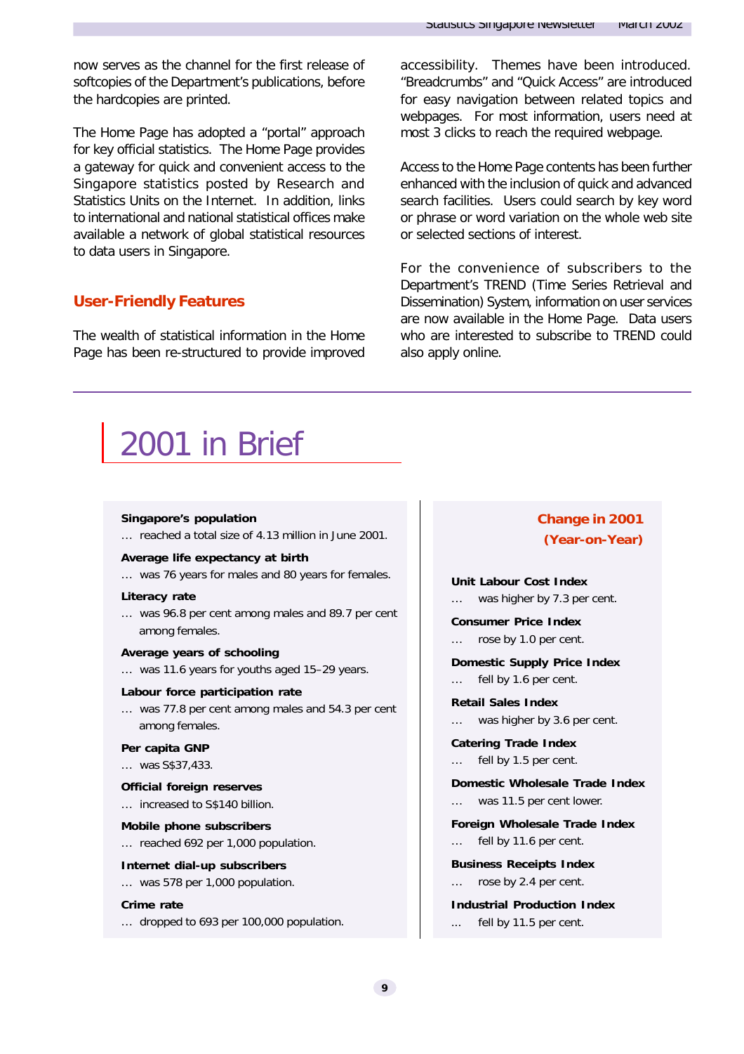now serves as the channel for the first release of softcopies of the Department's publications, before the hardcopies are printed.

The Home Page has adopted a "portal" approach for key official statistics. The Home Page provides a gateway for quick and convenient access to the Singapore statistics posted by Research and Statistics Units on the Internet. In addition, links to international and national statistical offices make available a network of global statistical resources to data users in Singapore.

## User-Friendly Features

The wealth of statistical information in the Home Page has been re-structured to provide improved accessibility. Themes have been introduced. "Breadcrumbs" and "Quick Access" are introduced for easy navigation between related topics and webpages. For most information, users need at most 3 clicks to reach the required webpage.

Access to the Home Page contents has been further enhanced with the inclusion of quick and advanced search facilities. Users could search by key word or phrase or word variation on the whole web site or selected sections of interest.

For the convenience of subscribers to the Department's TREND (Time Series Retrieval and Dissemination) System, information on user services are now available in the Home Page. Data users who are interested to subscribe to TREND could also apply online.

# 2001 in Brief

**Singapore's population**
… reached a total size of 4.13 million in June 2001.

**Average life expectancy at birth**
… was 76 years for males and 80 years for females.

**Literacy rate**
… was 96.8 per cent among males and 89.7 per cent among females.

**Average years of schooling**
… was 11.6 years for youths aged 15–29 years.

**Labour force participation rate**
… was 77.8 per cent among males and 54.3 per cent among females.

**Per capita GNP**
… was S$37,433.

**Official foreign reserves**
… increased to S$140 billion.

**Mobile phone subscribers**
… reached 692 per 1,000 population.

**Internet dial-up subscribers**
… was 578 per 1,000 population.

**Crime rate**
… dropped to 693 per 100,000 population.

### Change in 2001 (Year-on-Year)

**Unit Labour Cost Index**
… was higher by 7.3 per cent.

**Consumer Price Index**
… rose by 1.0 per cent.

**Domestic Supply Price Index**
… fell by 1.6 per cent.

**Retail Sales Index**
… was higher by 3.6 per cent.

**Catering Trade Index**
… fell by 1.5 per cent.

**Domestic Wholesale Trade Index**
… was 11.5 per cent lower.

**Foreign Wholesale Trade Index**
… fell by 11.6 per cent.

**Business Receipts Index**
… rose by 2.4 per cent.

**Industrial Production Index**
… fell by 11.5 per cent.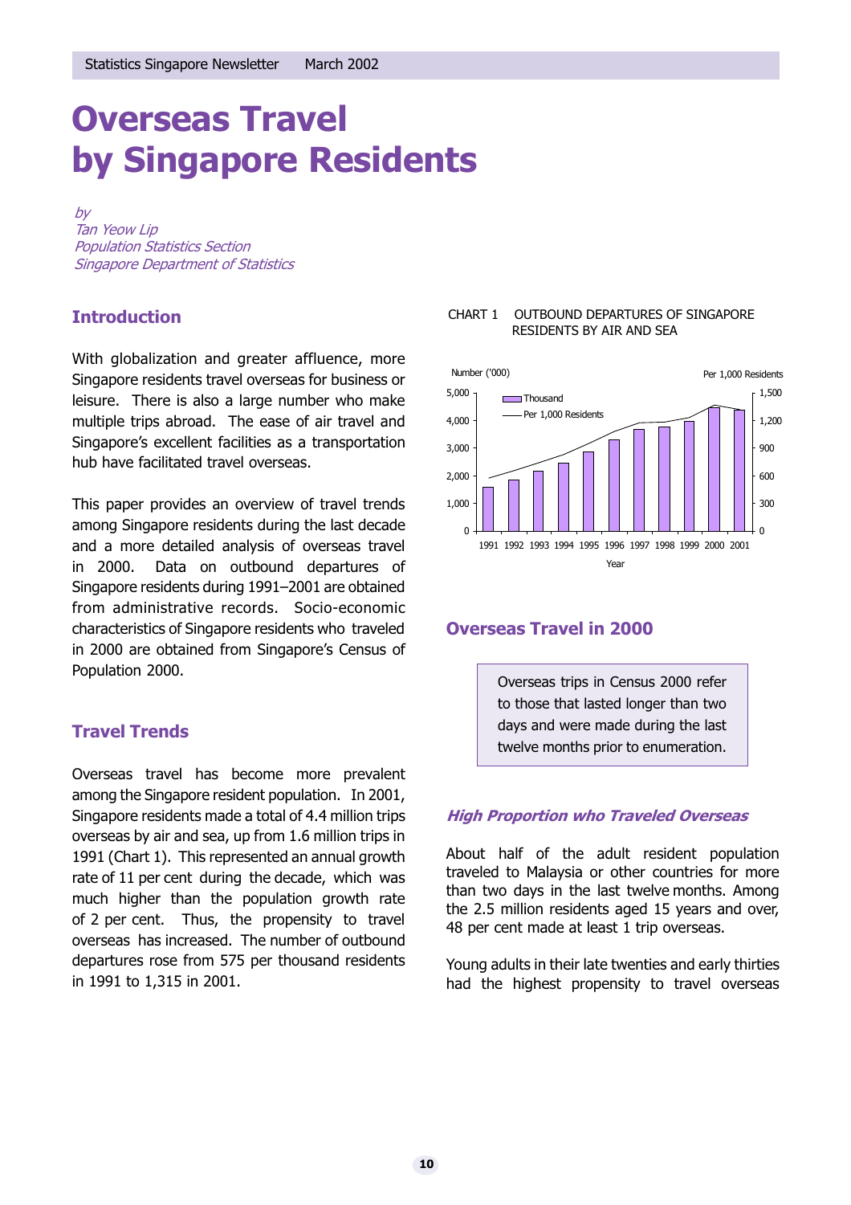# Overseas Travel by Singapore Residents

*by*
*Tan Yeow Lip*
*Population Statistics Section*
*Singapore Department of Statistics*

## Introduction

With globalization and greater affluence, more Singapore residents travel overseas for business or leisure. There is also a large number who make multiple trips abroad. The ease of air travel and Singapore's excellent facilities as a transportation hub have facilitated travel overseas.

This paper provides an overview of travel trends among Singapore residents during the last decade and a more detailed analysis of overseas travel in 2000. Data on outbound departures of Singapore residents during 1991–2001 are obtained from administrative records. Socio-economic characteristics of Singapore residents who traveled in 2000 are obtained from Singapore's Census of Population 2000.

## Travel Trends

Overseas travel has become more prevalent among the Singapore resident population. In 2001, Singapore residents made a total of 4.4 million trips overseas by air and sea, up from 1.6 million trips in 1991 (Chart 1). This represented an annual growth rate of 11 per cent during the decade, which was much higher than the population growth rate of 2 per cent. Thus, the propensity to travel overseas has increased. The number of outbound departures rose from 575 per thousand residents in 1991 to 1,315 in 2001.

CHART 1 OUTBOUND DEPARTURES OF SINGAPORE RESIDENTS BY AIR AND SEA

## Overseas Travel in 2000

> Overseas trips in Census 2000 refer to those that lasted longer than two days and were made during the last twelve months prior to enumeration.

### *High Proportion who Traveled Overseas*

About half of the adult resident population traveled to Malaysia or other countries for more than two days in the last twelve months. Among the 2.5 million residents aged 15 years and over, 48 per cent made at least 1 trip overseas.

Young adults in their late twenties and early thirties had the highest propensity to travel overseas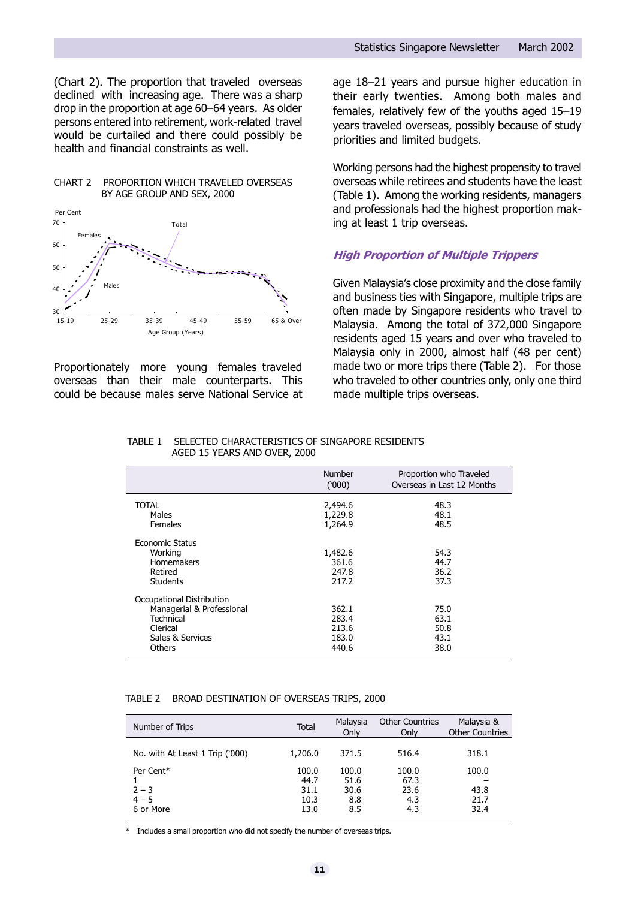(Chart 2). The proportion that traveled overseas declined with increasing age. There was a sharp drop in the proportion at age 60–64 years. As older persons entered into retirement, work-related travel would be curtailed and there could possibly be health and financial constraints as well.

CHART 2 PROPORTION WHICH TRAVELED OVERSEAS BY AGE GROUP AND SEX, 2000

Proportionately more young females traveled overseas than their male counterparts. This could be because males serve National Service at age 18–21 years and pursue higher education in their early twenties. Among both males and females, relatively few of the youths aged 15–19 years traveled overseas, possibly because of study priorities and limited budgets.

Working persons had the highest propensity to travel overseas while retirees and students have the least (Table 1). Among the working residents, managers and professionals had the highest proportion making at least 1 trip overseas.

### *High Proportion of Multiple Trippers*

Given Malaysia's close proximity and the close family and business ties with Singapore, multiple trips are often made by Singapore residents who travel to Malaysia. Among the total of 372,000 Singapore residents aged 15 years and over who traveled to Malaysia only in 2000, almost half (48 per cent) made two or more trips there (Table 2). For those who traveled to other countries only, only one third made multiple trips overseas.

TABLE 1 SELECTED CHARACTERISTICS OF SINGAPORE RESIDENTS AGED 15 YEARS AND OVER, 2000

| | Number ('000) | Proportion who Traveled Overseas in Last 12 Months |
|---|---|---|
| TOTAL | 2,494.6 | 48.3 |
| Males | 1,229.8 | 48.1 |
| Females | 1,264.9 | 48.5 |
| Economic Status | | |
| Working | 1,482.6 | 54.3 |
| Homemakers | 361.6 | 44.7 |
| Retired | 247.8 | 36.2 |
| Students | 217.2 | 37.3 |
| Occupational Distribution | | |
| Managerial & Professional | 362.1 | 75.0 |
| Technical | 283.4 | 63.1 |
| Clerical | 213.6 | 50.8 |
| Sales & Services | 183.0 | 43.1 |
| Others | 440.6 | 38.0 |

TABLE 2 BROAD DESTINATION OF OVERSEAS TRIPS, 2000

| Number of Trips | Total | Malaysia Only | Other Countries Only | Malaysia & Other Countries |
|---|---|---|---|---|
| No. with At Least 1 Trip ('000) | 1,206.0 | 371.5 | 516.4 | 318.1 |
| Per Cent* | 100.0 | 100.0 | 100.0 | 100.0 |
| 1 | 44.7 | 51.6 | 67.3 | – |
| 2 – 3 | 31.1 | 30.6 | 23.6 | 43.8 |
| 4 – 5 | 10.3 | 8.8 | 4.3 | 21.7 |
| 6 or More | 13.0 | 8.5 | 4.3 | 32.4 |

\* Includes a small proportion who did not specify the number of overseas trips.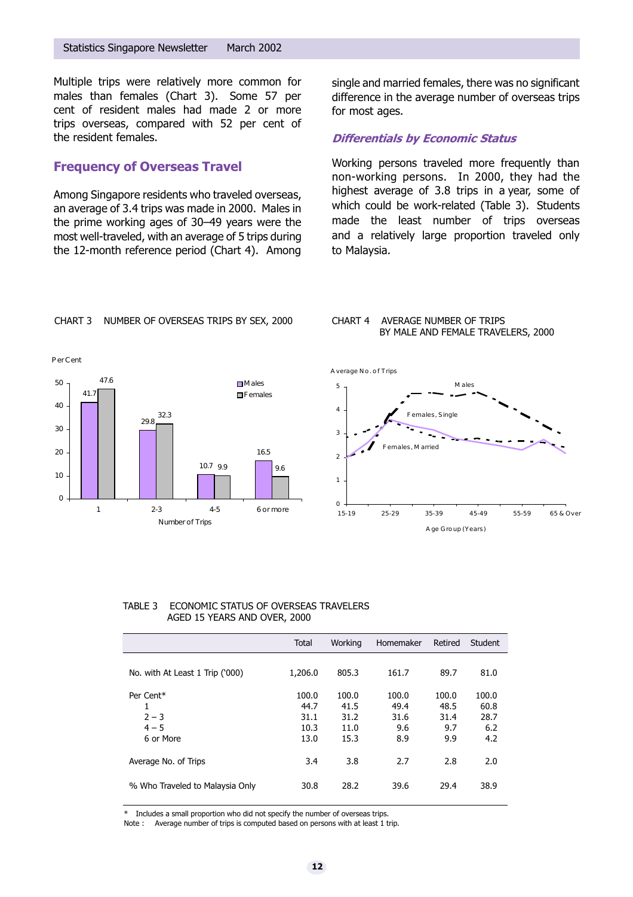Multiple trips were relatively more common for males than females (Chart 3). Some 57 per cent of resident males had made 2 or more trips overseas, compared with 52 per cent of the resident females.

## Frequency of Overseas Travel

Among Singapore residents who traveled overseas, an average of 3.4 trips was made in 2000. Males in the prime working ages of 30–49 years were the most well-traveled, with an average of 5 trips during the 12-month reference period (Chart 4). Among single and married females, there was no significant difference in the average number of overseas trips for most ages.

### *Differentials by Economic Status*

Working persons traveled more frequently than non-working persons. In 2000, they had the highest average of 3.8 trips in a year, some of which could be work-related (Table 3). Students made the least number of trips overseas and a relatively large proportion traveled only to Malaysia.

CHART 3 NUMBER OF OVERSEAS TRIPS BY SEX, 2000

| Number of Trips | Males (Per Cent) | Females (Per Cent) |
|---|---|---|
| 1 | 41.7 | 47.6 |
| 2-3 | 29.8 | 32.3 |
| 4-5 | 10.7 | 9.9 |
| 6 or more | 16.5 | 9.6 |

CHART 4 AVERAGE NUMBER OF TRIPS BY MALE AND FEMALE TRAVELERS, 2000

TABLE 3 ECONOMIC STATUS OF OVERSEAS TRAVELERS AGED 15 YEARS AND OVER, 2000

| | Total | Working | Homemaker | Retired | Student |
|---|---|---|---|---|---|
| No. with At Least 1 Trip ('000) | 1,206.0 | 805.3 | 161.7 | 89.7 | 81.0 |
| Per Cent* | 100.0 | 100.0 | 100.0 | 100.0 | 100.0 |
| 1 | 44.7 | 41.5 | 49.4 | 48.5 | 60.8 |
| 2 – 3 | 31.1 | 31.2 | 31.6 | 31.4 | 28.7 |
| 4 – 5 | 10.3 | 11.0 | 9.6 | 9.7 | 6.2 |
| 6 or More | 13.0 | 15.3 | 8.9 | 9.9 | 4.2 |
| Average No. of Trips | 3.4 | 3.8 | 2.7 | 2.8 | 2.0 |
| % Who Traveled to Malaysia Only | 30.8 | 28.2 | 39.6 | 29.4 | 38.9 |

\* Includes a small proportion who did not specify the number of overseas trips.

Note : Average number of trips is computed based on persons with at least 1 trip.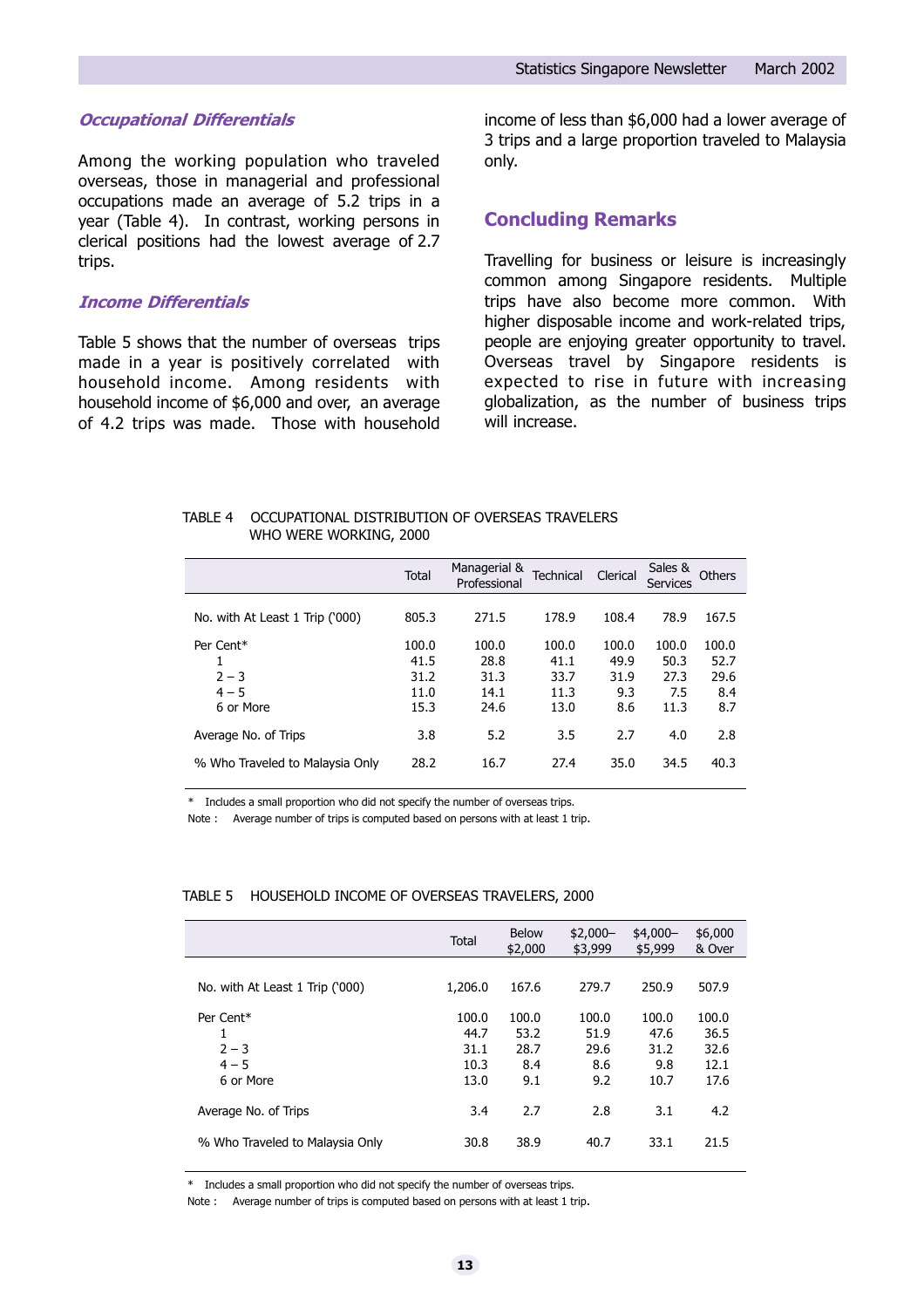### *Occupational Differentials*

Among the working population who traveled overseas, those in managerial and professional occupations made an average of 5.2 trips in a year (Table 4). In contrast, working persons in clerical positions had the lowest average of 2.7 trips.

### *Income Differentials*

Table 5 shows that the number of overseas trips made in a year is positively correlated with household income. Among residents with household income of $6,000 and over, an average of 4.2 trips was made. Those with household income of less than $6,000 had a lower average of 3 trips and a large proportion traveled to Malaysia only.

## Concluding Remarks

Travelling for business or leisure is increasingly common among Singapore residents. Multiple trips have also become more common. With higher disposable income and work-related trips, people are enjoying greater opportunity to travel. Overseas travel by Singapore residents is expected to rise in future with increasing globalization, as the number of business trips will increase.

TABLE 4 OCCUPATIONAL DISTRIBUTION OF OVERSEAS TRAVELERS WHO WERE WORKING, 2000

| | Total | Managerial & Professional | Technical | Clerical | Sales & Services | Others |
|---|---|---|---|---|---|---|
| No. with At Least 1 Trip ('000) | 805.3 | 271.5 | 178.9 | 108.4 | 78.9 | 167.5 |
| Per Cent* | 100.0 | 100.0 | 100.0 | 100.0 | 100.0 | 100.0 |
| 1 | 41.5 | 28.8 | 41.1 | 49.9 | 50.3 | 52.7 |
| 2 – 3 | 31.2 | 31.3 | 33.7 | 31.9 | 27.3 | 29.6 |
| 4 – 5 | 11.0 | 14.1 | 11.3 | 9.3 | 7.5 | 8.4 |
| 6 or More | 15.3 | 24.6 | 13.0 | 8.6 | 11.3 | 8.7 |
| Average No. of Trips | 3.8 | 5.2 | 3.5 | 2.7 | 4.0 | 2.8 |
| % Who Traveled to Malaysia Only | 28.2 | 16.7 | 27.4 | 35.0 | 34.5 | 40.3 |

* Includes a small proportion who did not specify the number of overseas trips.

Note : Average number of trips is computed based on persons with at least 1 trip.

TABLE 5 HOUSEHOLD INCOME OF OVERSEAS TRAVELERS, 2000

| | Total | Below $2,000 | $2,000– $3,999 | $4,000– $5,999 | $6,000 & Over |
|---|---|---|---|---|---|
| No. with At Least 1 Trip ('000) | 1,206.0 | 167.6 | 279.7 | 250.9 | 507.9 |
| Per Cent* | 100.0 | 100.0 | 100.0 | 100.0 | 100.0 |
| 1 | 44.7 | 53.2 | 51.9 | 47.6 | 36.5 |
| 2 – 3 | 31.1 | 28.7 | 29.6 | 31.2 | 32.6 |
| 4 – 5 | 10.3 | 8.4 | 8.6 | 9.8 | 12.1 |
| 6 or More | 13.0 | 9.1 | 9.2 | 10.7 | 17.6 |
| Average No. of Trips | 3.4 | 2.7 | 2.8 | 3.1 | 4.2 |
| % Who Traveled to Malaysia Only | 30.8 | 38.9 | 40.7 | 33.1 | 21.5 |

* Includes a small proportion who did not specify the number of overseas trips.

Note : Average number of trips is computed based on persons with at least 1 trip.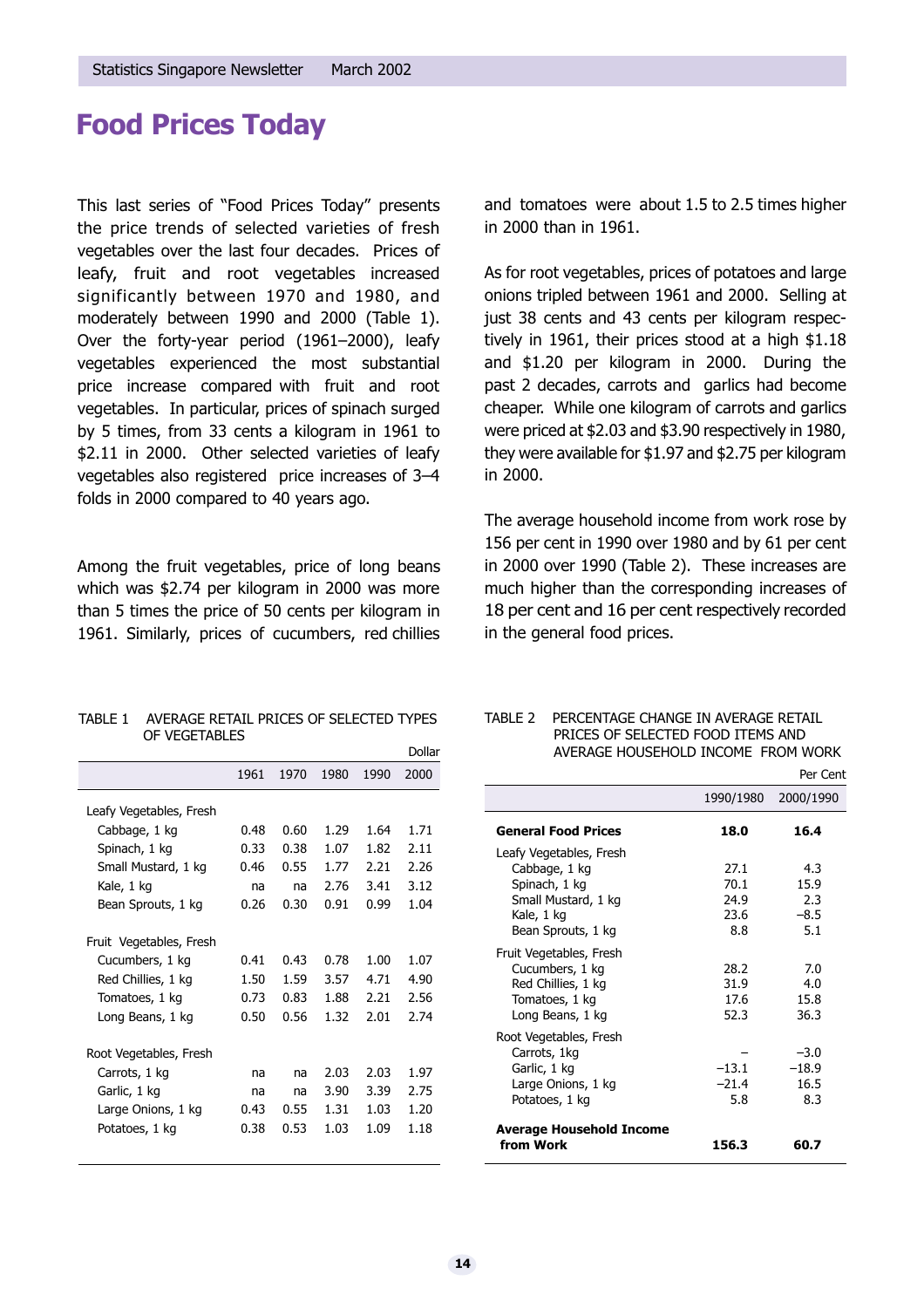# Food Prices Today

This last series of "Food Prices Today" presents the price trends of selected varieties of fresh vegetables over the last four decades. Prices of leafy, fruit and root vegetables increased significantly between 1970 and 1980, and moderately between 1990 and 2000 (Table 1). Over the forty-year period (1961–2000), leafy vegetables experienced the most substantial price increase compared with fruit and root vegetables. In particular, prices of spinach surged by 5 times, from 33 cents a kilogram in 1961 to $2.11 in 2000. Other selected varieties of leafy vegetables also registered price increases of 3–4 folds in 2000 compared to 40 years ago.

Among the fruit vegetables, price of long beans which was $2.74 per kilogram in 2000 was more than 5 times the price of 50 cents per kilogram in 1961. Similarly, prices of cucumbers, red chillies and tomatoes were about 1.5 to 2.5 times higher in 2000 than in 1961.

As for root vegetables, prices of potatoes and large onions tripled between 1961 and 2000. Selling at just 38 cents and 43 cents per kilogram respectively in 1961, their prices stood at a high $1.18 and $1.20 per kilogram in 2000. During the past 2 decades, carrots and garlics had become cheaper. While one kilogram of carrots and garlics were priced at $2.03 and $3.90 respectively in 1980, they were available for $1.97 and $2.75 per kilogram in 2000.

The average household income from work rose by 156 per cent in 1990 over 1980 and by 61 per cent in 2000 over 1990 (Table 2). These increases are much higher than the corresponding increases of 18 per cent and 16 per cent respectively recorded in the general food prices.

TABLE 1 AVERAGE RETAIL PRICES OF SELECTED TYPES OF VEGETABLES

Dollar

| | 1961 | 1970 | 1980 | 1990 | 2000 |
|---|---|---|---|---|---|
| Leafy Vegetables, Fresh | | | | | |
| Cabbage, 1 kg | 0.48 | 0.60 | 1.29 | 1.64 | 1.71 |
| Spinach, 1 kg | 0.33 | 0.38 | 1.07 | 1.82 | 2.11 |
| Small Mustard, 1 kg | 0.46 | 0.55 | 1.77 | 2.21 | 2.26 |
| Kale, 1 kg | na | na | 2.76 | 3.41 | 3.12 |
| Bean Sprouts, 1 kg | 0.26 | 0.30 | 0.91 | 0.99 | 1.04 |
| Fruit Vegetables, Fresh | | | | | |
| Cucumbers, 1 kg | 0.41 | 0.43 | 0.78 | 1.00 | 1.07 |
| Red Chillies, 1 kg | 1.50 | 1.59 | 3.57 | 4.71 | 4.90 |
| Tomatoes, 1 kg | 0.73 | 0.83 | 1.88 | 2.21 | 2.56 |
| Long Beans, 1 kg | 0.50 | 0.56 | 1.32 | 2.01 | 2.74 |
| Root Vegetables, Fresh | | | | | |
| Carrots, 1 kg | na | na | 2.03 | 2.03 | 1.97 |
| Garlic, 1 kg | na | na | 3.90 | 3.39 | 2.75 |
| Large Onions, 1 kg | 0.43 | 0.55 | 1.31 | 1.03 | 1.20 |
| Potatoes, 1 kg | 0.38 | 0.53 | 1.03 | 1.09 | 1.18 |

TABLE 2 PERCENTAGE CHANGE IN AVERAGE RETAIL PRICES OF SELECTED FOOD ITEMS AND AVERAGE HOUSEHOLD INCOME FROM WORK

Per Cent

| | 1990/1980 | 2000/1990 |
|---|---|---|
| **General Food Prices** | **18.0** | **16.4** |
| Leafy Vegetables, Fresh | | |
| Cabbage, 1 kg | 27.1 | 4.3 |
| Spinach, 1 kg | 70.1 | 15.9 |
| Small Mustard, 1 kg | 24.9 | 2.3 |
| Kale, 1 kg | 23.6 | –8.5 |
| Bean Sprouts, 1 kg | 8.8 | 5.1 |
| Fruit Vegetables, Fresh | | |
| Cucumbers, 1 kg | 28.2 | 7.0 |
| Red Chillies, 1 kg | 31.9 | 4.0 |
| Tomatoes, 1 kg | 17.6 | 15.8 |
| Long Beans, 1 kg | 52.3 | 36.3 |
| Root Vegetables, Fresh | | |
| Carrots, 1kg | – | –3.0 |
| Garlic, 1 kg | –13.1 | –18.9 |
| Large Onions, 1 kg | –21.4 | 16.5 |
| Potatoes, 1 kg | 5.8 | 8.3 |
| **Average Household Income from Work** | **156.3** | **60.7** |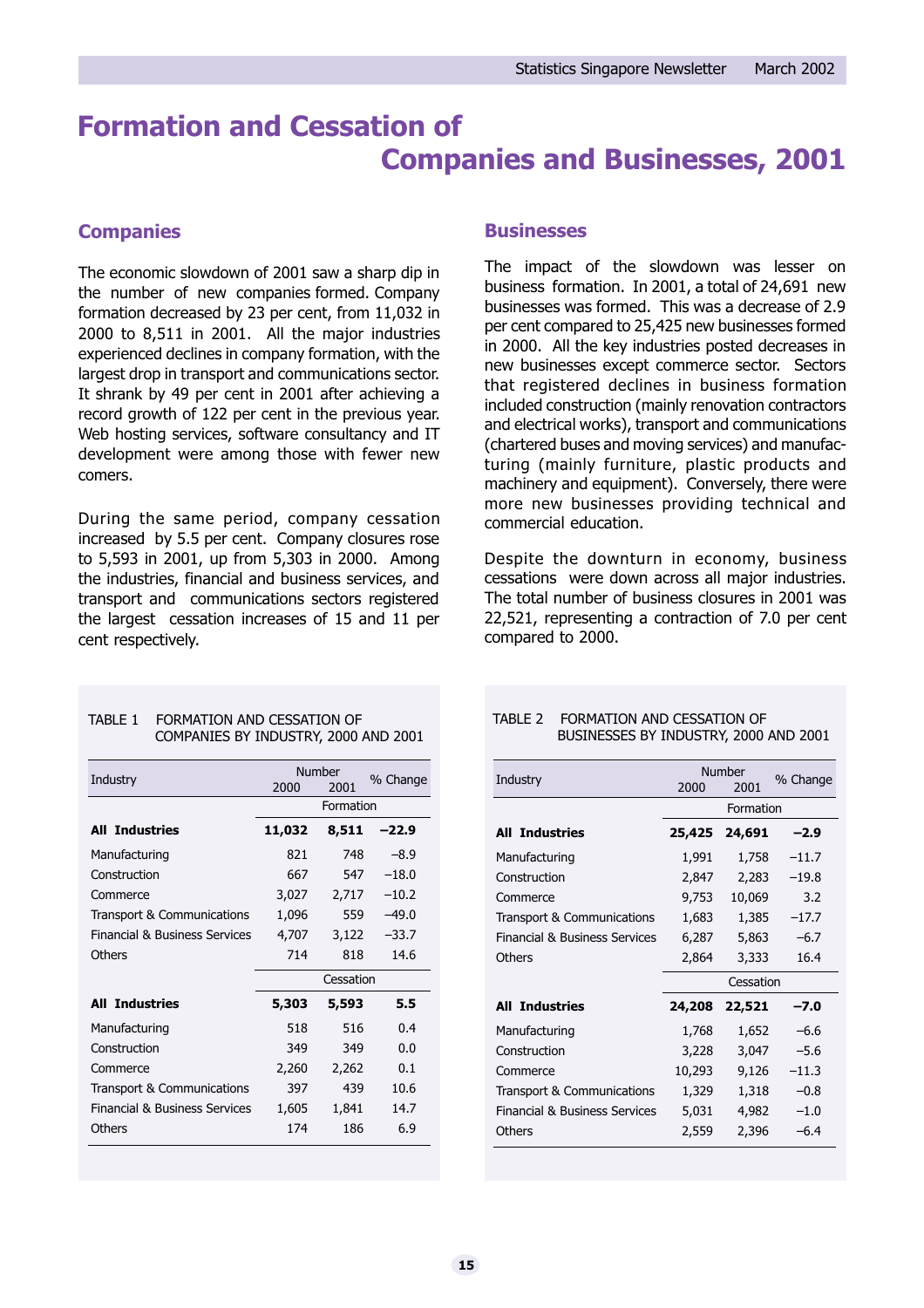# Formation and Cessation of Companies and Businesses, 2001

## Companies

The economic slowdown of 2001 saw a sharp dip in the number of new companies formed. Company formation decreased by 23 per cent, from 11,032 in 2000 to 8,511 in 2001. All the major industries experienced declines in company formation, with the largest drop in transport and communications sector. It shrank by 49 per cent in 2001 after achieving a record growth of 122 per cent in the previous year. Web hosting services, software consultancy and IT development were among those with fewer new comers.

During the same period, company cessation increased by 5.5 per cent. Company closures rose to 5,593 in 2001, up from 5,303 in 2000. Among the industries, financial and business services, and transport and communications sectors registered the largest cessation increases of 15 and 11 per cent respectively.

## Businesses

The impact of the slowdown was lesser on business formation. In 2001, a total of 24,691 new businesses was formed. This was a decrease of 2.9 per cent compared to 25,425 new businesses formed in 2000. All the key industries posted decreases in new businesses except commerce sector. Sectors that registered declines in business formation included construction (mainly renovation contractors and electrical works), transport and communications (chartered buses and moving services) and manufacturing (mainly furniture, plastic products and machinery and equipment). Conversely, there were more new businesses providing technical and commercial education.

Despite the downturn in economy, business cessations were down across all major industries. The total number of business closures in 2001 was 22,521, representing a contraction of 7.0 per cent compared to 2000.

TABLE 1 FORMATION AND CESSATION OF COMPANIES BY INDUSTRY, 2000 AND 2001

| Industry | Number 2000 | Number 2001 | % Change |
|---|---|---|---|
| | Formation | | |
| **All Industries** | **11,032** | **8,511** | **−22.9** |
| Manufacturing | 821 | 748 | −8.9 |
| Construction | 667 | 547 | −18.0 |
| Commerce | 3,027 | 2,717 | −10.2 |
| Transport & Communications | 1,096 | 559 | −49.0 |
| Financial & Business Services | 4,707 | 3,122 | −33.7 |
| Others | 714 | 818 | 14.6 |
| | Cessation | | |
| **All Industries** | **5,303** | **5,593** | **5.5** |
| Manufacturing | 518 | 516 | 0.4 |
| Construction | 349 | 349 | 0.0 |
| Commerce | 2,260 | 2,262 | 0.1 |
| Transport & Communications | 397 | 439 | 10.6 |
| Financial & Business Services | 1,605 | 1,841 | 14.7 |
| Others | 174 | 186 | 6.9 |

TABLE 2 FORMATION AND CESSATION OF BUSINESSES BY INDUSTRY, 2000 AND 2001

| Industry | Number 2000 | Number 2001 | % Change |
|---|---|---|---|
| | Formation | | |
| **All Industries** | **25,425** | **24,691** | **−2.9** |
| Manufacturing | 1,991 | 1,758 | −11.7 |
| Construction | 2,847 | 2,283 | −19.8 |
| Commerce | 9,753 | 10,069 | 3.2 |
| Transport & Communications | 1,683 | 1,385 | −17.7 |
| Financial & Business Services | 6,287 | 5,863 | −6.7 |
| Others | 2,864 | 3,333 | 16.4 |
| | Cessation | | |
| **All Industries** | **24,208** | **22,521** | **−7.0** |
| Manufacturing | 1,768 | 1,652 | −6.6 |
| Construction | 3,228 | 3,047 | −5.6 |
| Commerce | 10,293 | 9,126 | −11.3 |
| Transport & Communications | 1,329 | 1,318 | −0.8 |
| Financial & Business Services | 5,031 | 4,982 | −1.0 |
| Others | 2,559 | 2,396 | −6.4 |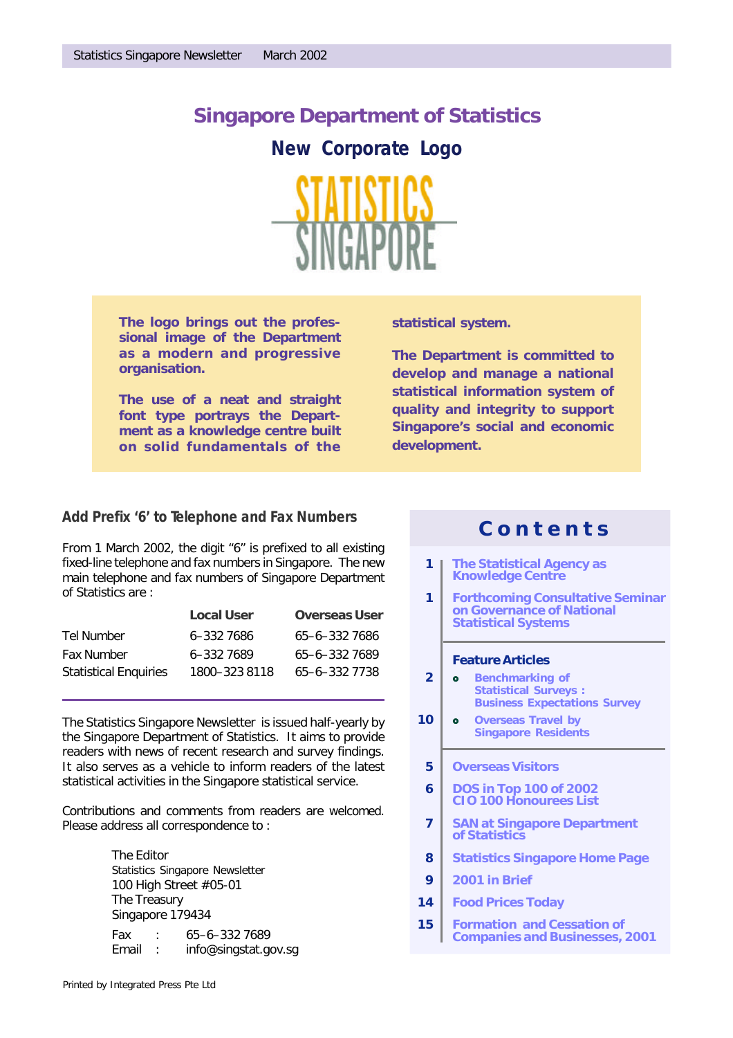# Singapore Department of Statistics

## New Corporate Logo

STATISTICS SINGAPORE

**The logo brings out the professional image of the Department as a modern and progressive organisation.**

**The use of a neat and straight font type portrays the Department as a knowledge centre built on solid fundamentals of the statistical system.**

**The Department is committed to develop and manage a national statistical information system of quality and integrity to support Singapore's social and economic development.**

### Add Prefix '6' to Telephone and Fax Numbers

From 1 March 2002, the digit "6" is prefixed to all existing fixed-line telephone and fax numbers in Singapore. The new main telephone and fax numbers of Singapore Department of Statistics are :

| | Local User | Overseas User |
|---|---|---|
| Tel Number | 6–332 7686 | 65–6–332 7686 |
| Fax Number | 6–332 7689 | 65–6–332 7689 |
| Statistical Enquiries | 1800–323 8118 | 65–6–332 7738 |

The Statistics Singapore Newsletter is issued half-yearly by the Singapore Department of Statistics. It aims to provide readers with news of recent research and survey findings. It also serves as a vehicle to inform readers of the latest statistical activities in the Singapore statistical service.

Contributions and comments from readers are welcomed. Please address all correspondence to :

The Editor
Statistics Singapore Newsletter
100 High Street #05-01
The Treasury
Singapore 179434

Fax : 65–6–332 7689
Email : info@singstat.gov.sg

## Contents

1 The Statistical Agency as Knowledge Centre

1 Forthcoming Consultative Seminar on Governance of National Statistical Systems

**Feature Articles**

2 • Benchmarking of Statistical Surveys : Business Expectations Survey

10 • Overseas Travel by Singapore Residents

5 Overseas Visitors

6 DOS in Top 100 of 2002 CIO 100 Honourees List

7 SAN at Singapore Department of Statistics

8 Statistics Singapore Home Page

9 2001 in Brief

14 Food Prices Today

15 Formation and Cessation of Companies and Businesses, 2001

Printed by Integrated Press Pte Ltd